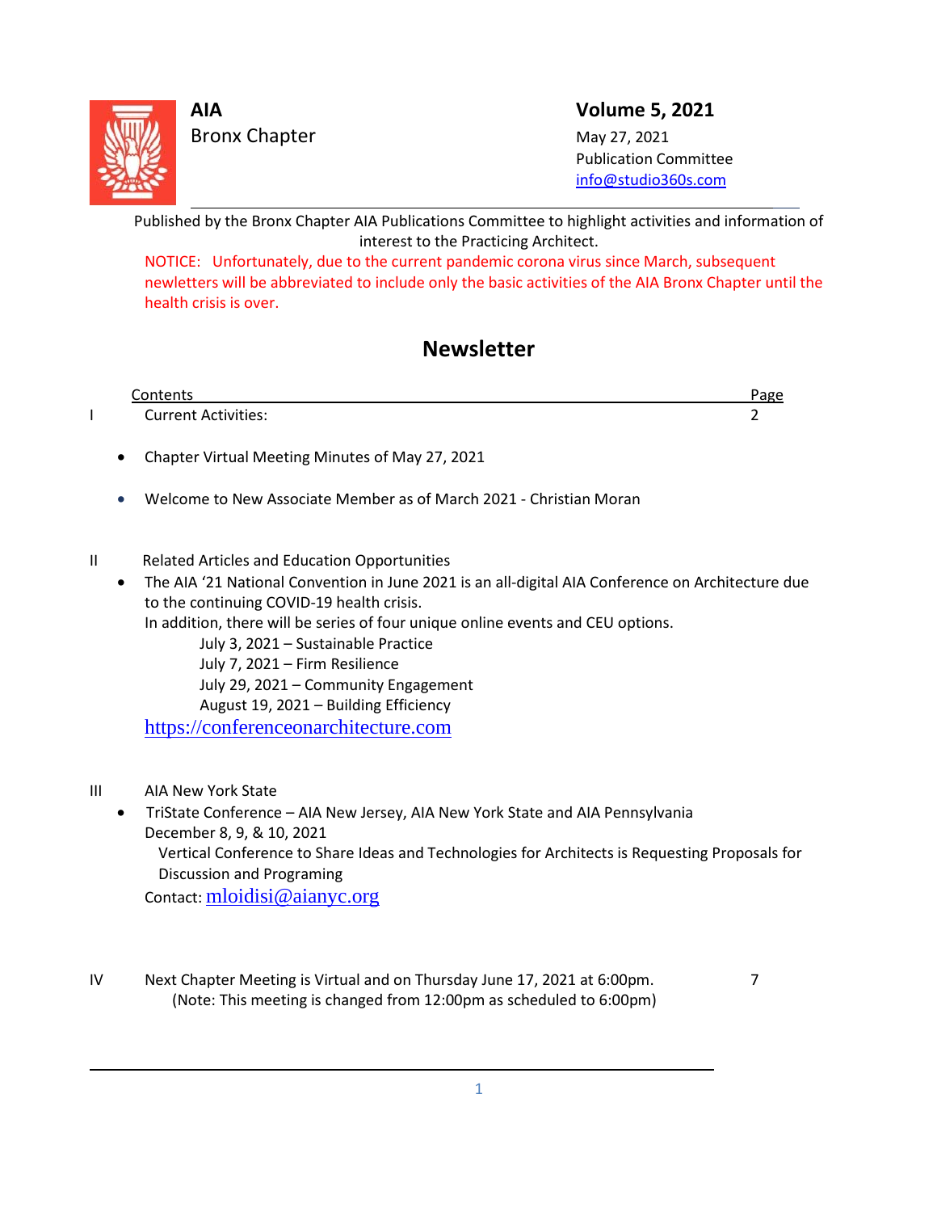**AIA**
Bronx Chapter

**Volume 5, 2021**
May 27, 2021
Publication Committee
info@studio360s.com

Published by the Bronx Chapter AIA Publications Committee to highlight activities and information of interest to the Practicing Architect.

NOTICE: Unfortunately, due to the current pandemic corona virus since March, subsequent newletters will be abbreviated to include only the basic activities of the AIA Bronx Chapter until the health crisis is over.

# Newsletter

| | Contents | Page |
|---|---|---|
| I | Current Activities: | 2 |

- Chapter Virtual Meeting Minutes of May 27, 2021
- Welcome to New Associate Member as of March 2021 - Christian Moran

II Related Articles and Education Opportunities

- The AIA '21 National Convention in June 2021 is an all-digital AIA Conference on Architecture due to the continuing COVID-19 health crisis.
  In addition, there will be series of four unique online events and CEU options.
  - July 3, 2021 – Sustainable Practice
  - July 7, 2021 – Firm Resilience
  - July 29, 2021 – Community Engagement
  - August 19, 2021 – Building Efficiency

  https://conferenceonarchitecture.com

III AIA New York State

- TriState Conference – AIA New Jersey, AIA New York State and AIA Pennsylvania
  December 8, 9, & 10, 2021
  Vertical Conference to Share Ideas and Technologies for Architects is Requesting Proposals for Discussion and Programing
  Contact: mloidisi@aianyc.org

IV Next Chapter Meeting is Virtual and on Thursday June 17, 2021 at 6:00pm. 7
(Note: This meeting is changed from 12:00pm as scheduled to 6:00pm)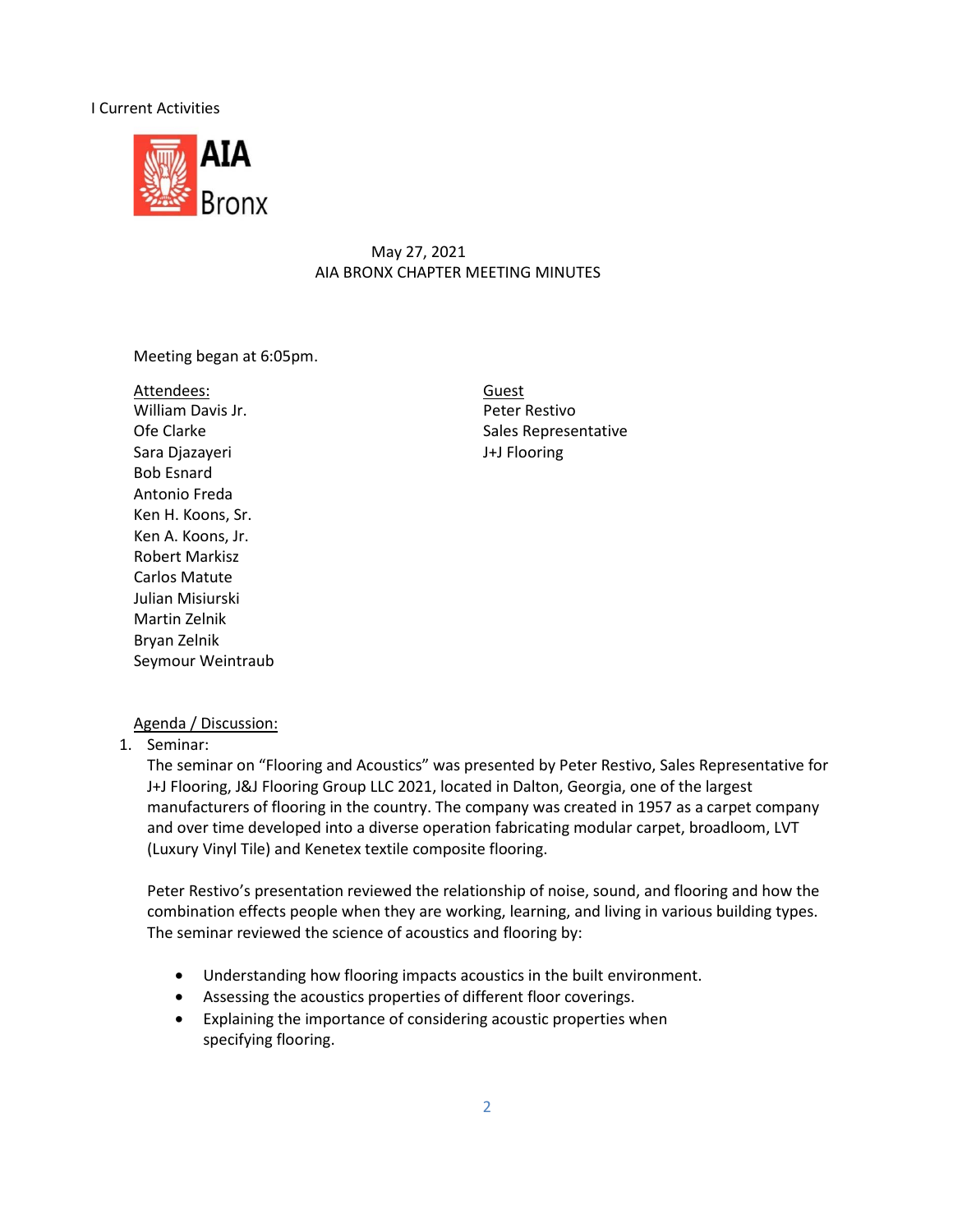I Current Activities

May 27, 2021
AIA BRONX CHAPTER MEETING MINUTES

Meeting began at 6:05pm.

Attendees:
William Davis Jr.
Ofe Clarke
Sara Djazayeri
Bob Esnard
Antonio Freda
Ken H. Koons, Sr.
Ken A. Koons, Jr.
Robert Markisz
Carlos Matute
Julian Misiurski
Martin Zelnik
Bryan Zelnik
Seymour Weintraub

Guest
Peter Restivo
Sales Representative
J+J Flooring

Agenda / Discussion:

1. Seminar:
   The seminar on "Flooring and Acoustics" was presented by Peter Restivo, Sales Representative for J+J Flooring, J&J Flooring Group LLC 2021, located in Dalton, Georgia, one of the largest manufacturers of flooring in the country. The company was created in 1957 as a carpet company and over time developed into a diverse operation fabricating modular carpet, broadloom, LVT (Luxury Vinyl Tile) and Kenetex textile composite flooring.

   Peter Restivo's presentation reviewed the relationship of noise, sound, and flooring and how the combination effects people when they are working, learning, and living in various building types. The seminar reviewed the science of acoustics and flooring by:

   - Understanding how flooring impacts acoustics in the built environment.
   - Assessing the acoustics properties of different floor coverings.
   - Explaining the importance of considering acoustic properties when specifying flooring.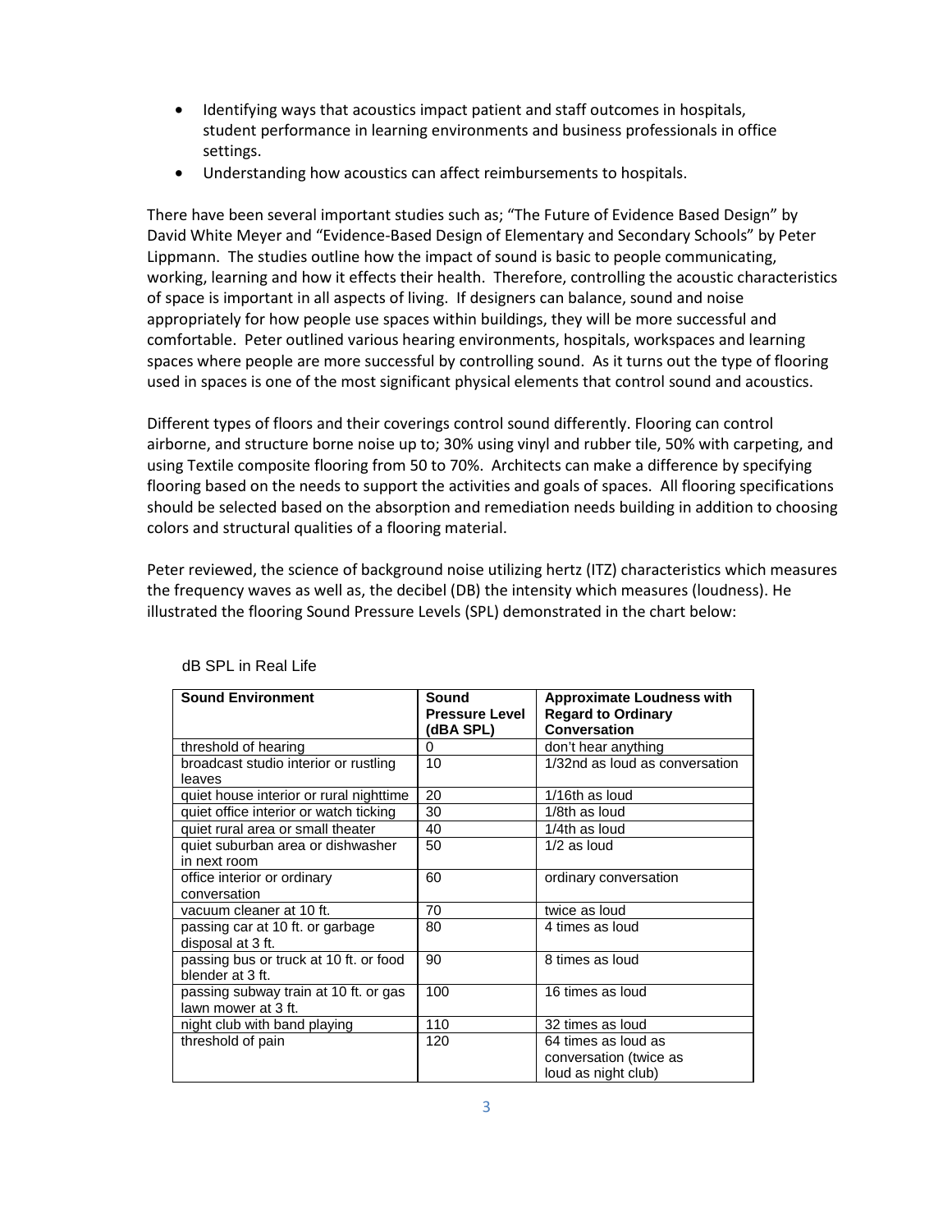- Identifying ways that acoustics impact patient and staff outcomes in hospitals, student performance in learning environments and business professionals in office settings.
- Understanding how acoustics can affect reimbursements to hospitals.

There have been several important studies such as; "The Future of Evidence Based Design" by David White Meyer and "Evidence-Based Design of Elementary and Secondary Schools" by Peter Lippmann. The studies outline how the impact of sound is basic to people communicating, working, learning and how it effects their health. Therefore, controlling the acoustic characteristics of space is important in all aspects of living. If designers can balance, sound and noise appropriately for how people use spaces within buildings, they will be more successful and comfortable. Peter outlined various hearing environments, hospitals, workspaces and learning spaces where people are more successful by controlling sound. As it turns out the type of flooring used in spaces is one of the most significant physical elements that control sound and acoustics.

Different types of floors and their coverings control sound differently. Flooring can control airborne, and structure borne noise up to; 30% using vinyl and rubber tile, 50% with carpeting, and using Textile composite flooring from 50 to 70%. Architects can make a difference by specifying flooring based on the needs to support the activities and goals of spaces. All flooring specifications should be selected based on the absorption and remediation needs building in addition to choosing colors and structural qualities of a flooring material.

Peter reviewed, the science of background noise utilizing hertz (ITZ) characteristics which measures the frequency waves as well as, the decibel (DB) the intensity which measures (loudness). He illustrated the flooring Sound Pressure Levels (SPL) demonstrated in the chart below:

dB SPL in Real Life

| Sound Environment | Sound Pressure Level (dBA SPL) | Approximate Loudness with Regard to Ordinary Conversation |
|---|---|---|
| threshold of hearing | 0 | don't hear anything |
| broadcast studio interior or rustling leaves | 10 | 1/32nd as loud as conversation |
| quiet house interior or rural nighttime | 20 | 1/16th as loud |
| quiet office interior or watch ticking | 30 | 1/8th as loud |
| quiet rural area or small theater | 40 | 1/4th as loud |
| quiet suburban area or dishwasher in next room | 50 | 1/2 as loud |
| office interior or ordinary conversation | 60 | ordinary conversation |
| vacuum cleaner at 10 ft. | 70 | twice as loud |
| passing car at 10 ft. or garbage disposal at 3 ft. | 80 | 4 times as loud |
| passing bus or truck at 10 ft. or food blender at 3 ft. | 90 | 8 times as loud |
| passing subway train at 10 ft. or gas lawn mower at 3 ft. | 100 | 16 times as loud |
| night club with band playing | 110 | 32 times as loud |
| threshold of pain | 120 | 64 times as loud as conversation (twice as loud as night club) |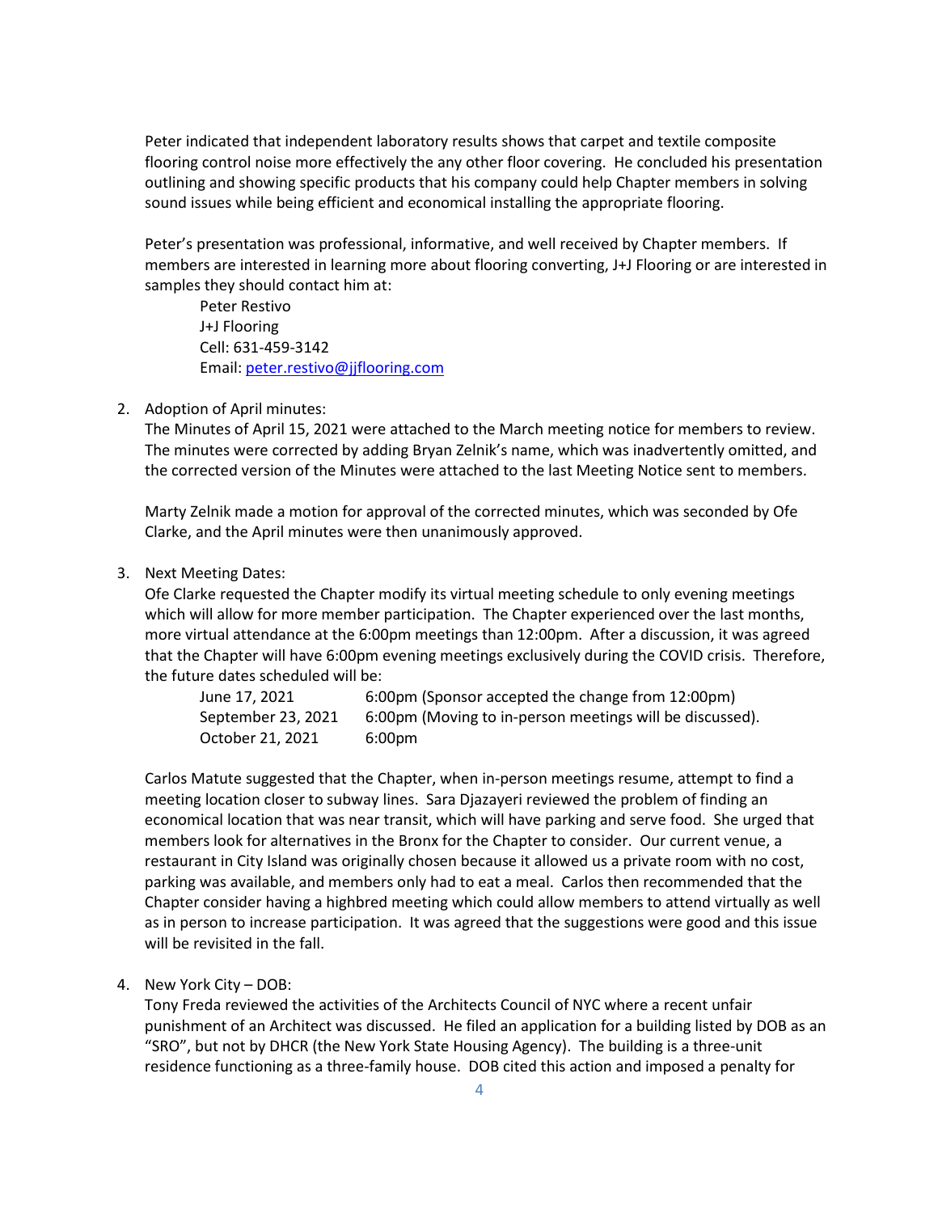Peter indicated that independent laboratory results shows that carpet and textile composite flooring control noise more effectively the any other floor covering. He concluded his presentation outlining and showing specific products that his company could help Chapter members in solving sound issues while being efficient and economical installing the appropriate flooring.

Peter's presentation was professional, informative, and well received by Chapter members. If members are interested in learning more about flooring converting, J+J Flooring or are interested in samples they should contact him at:

> Peter Restivo
> J+J Flooring
> Cell: 631-459-3142
> Email: peter.restivo@jjflooring.com

2. Adoption of April minutes:
   The Minutes of April 15, 2021 were attached to the March meeting notice for members to review. The minutes were corrected by adding Bryan Zelnik's name, which was inadvertently omitted, and the corrected version of the Minutes were attached to the last Meeting Notice sent to members.

   Marty Zelnik made a motion for approval of the corrected minutes, which was seconded by Ofe Clarke, and the April minutes were then unanimously approved.

3. Next Meeting Dates:
   Ofe Clarke requested the Chapter modify its virtual meeting schedule to only evening meetings which will allow for more member participation. The Chapter experienced over the last months, more virtual attendance at the 6:00pm meetings than 12:00pm. After a discussion, it was agreed that the Chapter will have 6:00pm evening meetings exclusively during the COVID crisis. Therefore, the future dates scheduled will be:

   | | |
   |---|---|
   | June 17, 2021 | 6:00pm (Sponsor accepted the change from 12:00pm) |
   | September 23, 2021 | 6:00pm (Moving to in-person meetings will be discussed). |
   | October 21, 2021 | 6:00pm |

   Carlos Matute suggested that the Chapter, when in-person meetings resume, attempt to find a meeting location closer to subway lines. Sara Djazayeri reviewed the problem of finding an economical location that was near transit, which will have parking and serve food. She urged that members look for alternatives in the Bronx for the Chapter to consider. Our current venue, a restaurant in City Island was originally chosen because it allowed us a private room with no cost, parking was available, and members only had to eat a meal. Carlos then recommended that the Chapter consider having a highbred meeting which could allow members to attend virtually as well as in person to increase participation. It was agreed that the suggestions were good and this issue will be revisited in the fall.

4. New York City – DOB:
   Tony Freda reviewed the activities of the Architects Council of NYC where a recent unfair punishment of an Architect was discussed. He filed an application for a building listed by DOB as an "SRO", but not by DHCR (the New York State Housing Agency). The building is a three-unit residence functioning as a three-family house. DOB cited this action and imposed a penalty for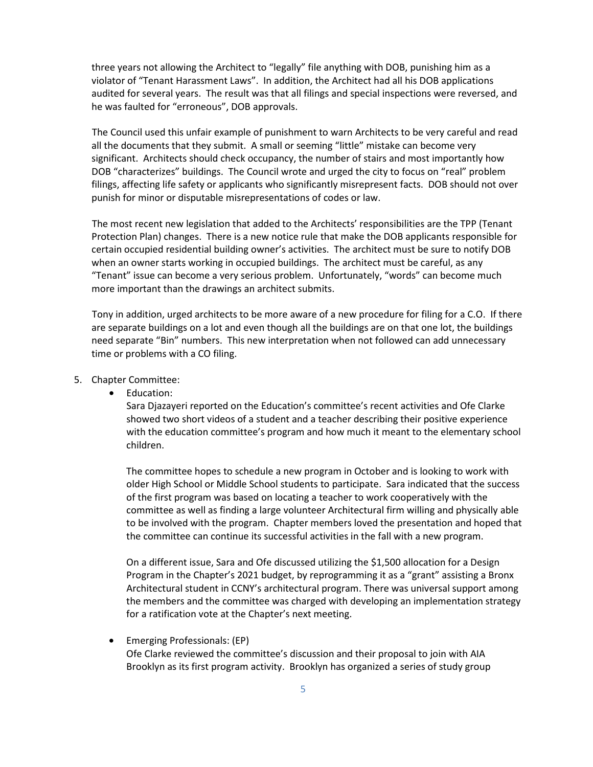three years not allowing the Architect to "legally" file anything with DOB, punishing him as a violator of "Tenant Harassment Laws". In addition, the Architect had all his DOB applications audited for several years. The result was that all filings and special inspections were reversed, and he was faulted for "erroneous", DOB approvals.

The Council used this unfair example of punishment to warn Architects to be very careful and read all the documents that they submit. A small or seeming "little" mistake can become very significant. Architects should check occupancy, the number of stairs and most importantly how DOB "characterizes" buildings. The Council wrote and urged the city to focus on "real" problem filings, affecting life safety or applicants who significantly misrepresent facts. DOB should not over punish for minor or disputable misrepresentations of codes or law.

The most recent new legislation that added to the Architects' responsibilities are the TPP (Tenant Protection Plan) changes. There is a new notice rule that make the DOB applicants responsible for certain occupied residential building owner's activities. The architect must be sure to notify DOB when an owner starts working in occupied buildings. The architect must be careful, as any "Tenant" issue can become a very serious problem. Unfortunately, "words" can become much more important than the drawings an architect submits.

Tony in addition, urged architects to be more aware of a new procedure for filing for a C.O. If there are separate buildings on a lot and even though all the buildings are on that one lot, the buildings need separate "Bin" numbers. This new interpretation when not followed can add unnecessary time or problems with a CO filing.

5. Chapter Committee:
   - Education:
     Sara Djazayeri reported on the Education's committee's recent activities and Ofe Clarke showed two short videos of a student and a teacher describing their positive experience with the education committee's program and how much it meant to the elementary school children.

     The committee hopes to schedule a new program in October and is looking to work with older High School or Middle School students to participate. Sara indicated that the success of the first program was based on locating a teacher to work cooperatively with the committee as well as finding a large volunteer Architectural firm willing and physically able to be involved with the program. Chapter members loved the presentation and hoped that the committee can continue its successful activities in the fall with a new program.

     On a different issue, Sara and Ofe discussed utilizing the $1,500 allocation for a Design Program in the Chapter's 2021 budget, by reprogramming it as a "grant" assisting a Bronx Architectural student in CCNY's architectural program. There was universal support among the members and the committee was charged with developing an implementation strategy for a ratification vote at the Chapter's next meeting.

   - Emerging Professionals: (EP)
     Ofe Clarke reviewed the committee's discussion and their proposal to join with AIA Brooklyn as its first program activity. Brooklyn has organized a series of study group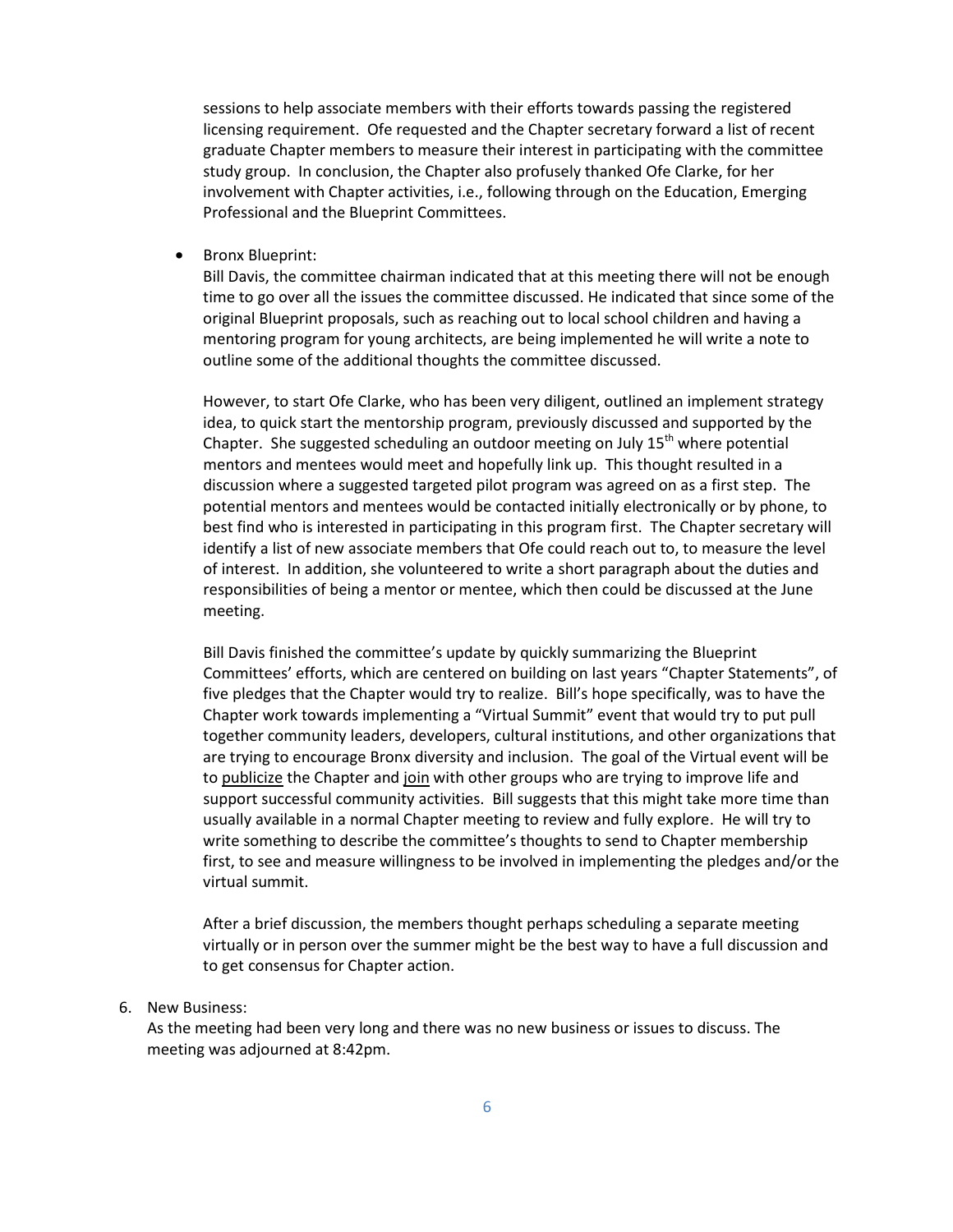sessions to help associate members with their efforts towards passing the registered licensing requirement. Ofe requested and the Chapter secretary forward a list of recent graduate Chapter members to measure their interest in participating with the committee study group. In conclusion, the Chapter also profusely thanked Ofe Clarke, for her involvement with Chapter activities, i.e., following through on the Education, Emerging Professional and the Blueprint Committees.

- Bronx Blueprint:
  Bill Davis, the committee chairman indicated that at this meeting there will not be enough time to go over all the issues the committee discussed. He indicated that since some of the original Blueprint proposals, such as reaching out to local school children and having a mentoring program for young architects, are being implemented he will write a note to outline some of the additional thoughts the committee discussed.

  However, to start Ofe Clarke, who has been very diligent, outlined an implement strategy idea, to quick start the mentorship program, previously discussed and supported by the Chapter. She suggested scheduling an outdoor meeting on July 15th where potential mentors and mentees would meet and hopefully link up. This thought resulted in a discussion where a suggested targeted pilot program was agreed on as a first step. The potential mentors and mentees would be contacted initially electronically or by phone, to best find who is interested in participating in this program first. The Chapter secretary will identify a list of new associate members that Ofe could reach out to, to measure the level of interest. In addition, she volunteered to write a short paragraph about the duties and responsibilities of being a mentor or mentee, which then could be discussed at the June meeting.

  Bill Davis finished the committee's update by quickly summarizing the Blueprint Committees' efforts, which are centered on building on last years "Chapter Statements", of five pledges that the Chapter would try to realize. Bill's hope specifically, was to have the Chapter work towards implementing a "Virtual Summit" event that would try to put pull together community leaders, developers, cultural institutions, and other organizations that are trying to encourage Bronx diversity and inclusion. The goal of the Virtual event will be to <u>publicize</u> the Chapter and <u>join</u> with other groups who are trying to improve life and support successful community activities. Bill suggests that this might take more time than usually available in a normal Chapter meeting to review and fully explore. He will try to write something to describe the committee's thoughts to send to Chapter membership first, to see and measure willingness to be involved in implementing the pledges and/or the virtual summit.

  After a brief discussion, the members thought perhaps scheduling a separate meeting virtually or in person over the summer might be the best way to have a full discussion and to get consensus for Chapter action.

6. New Business:
   As the meeting had been very long and there was no new business or issues to discuss. The meeting was adjourned at 8:42pm.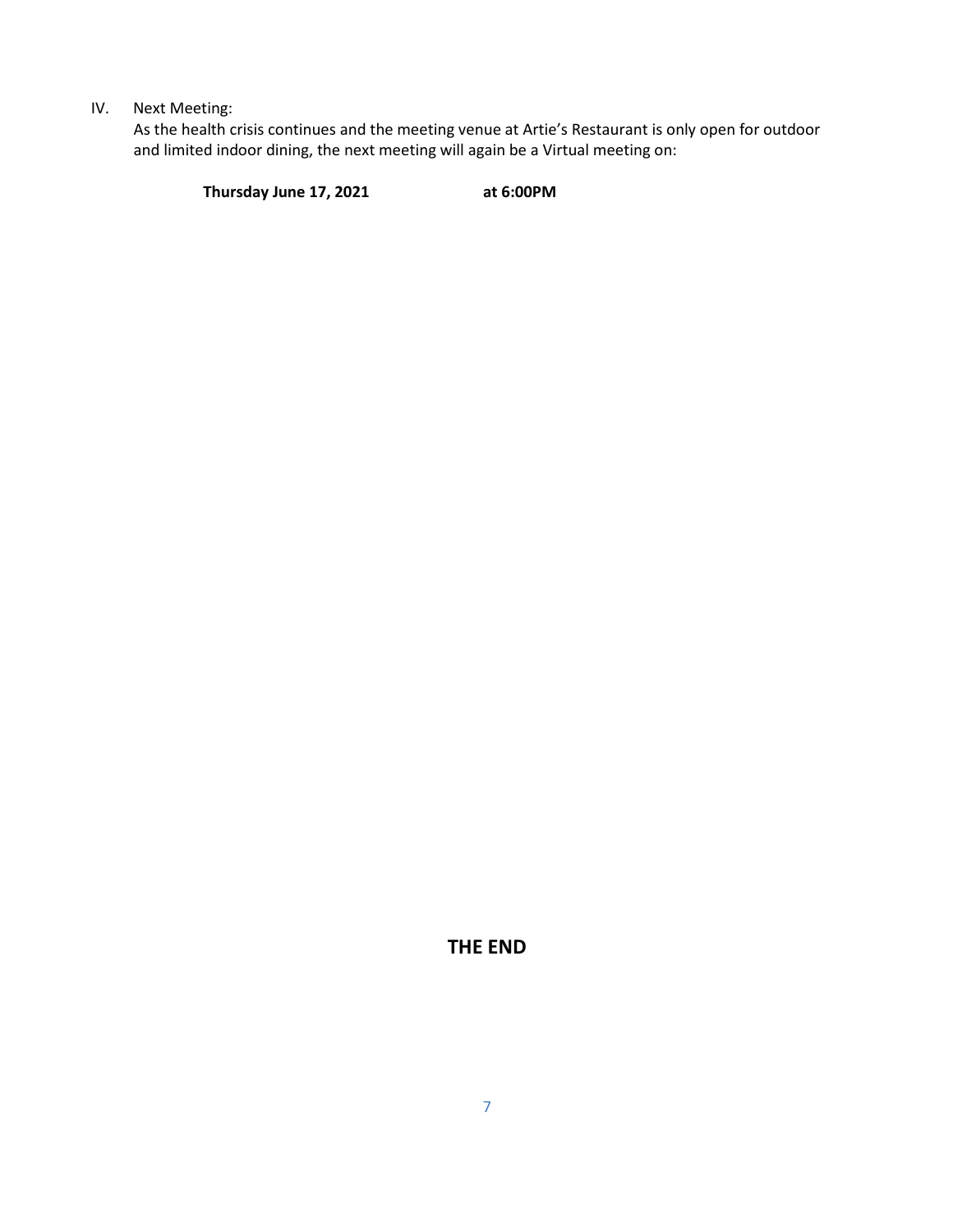IV. Next Meeting:

As the health crisis continues and the meeting venue at Artie's Restaurant is only open for outdoor and limited indoor dining, the next meeting will again be a Virtual meeting on:

**Thursday June 17, 2021** **at 6:00PM**

**THE END**